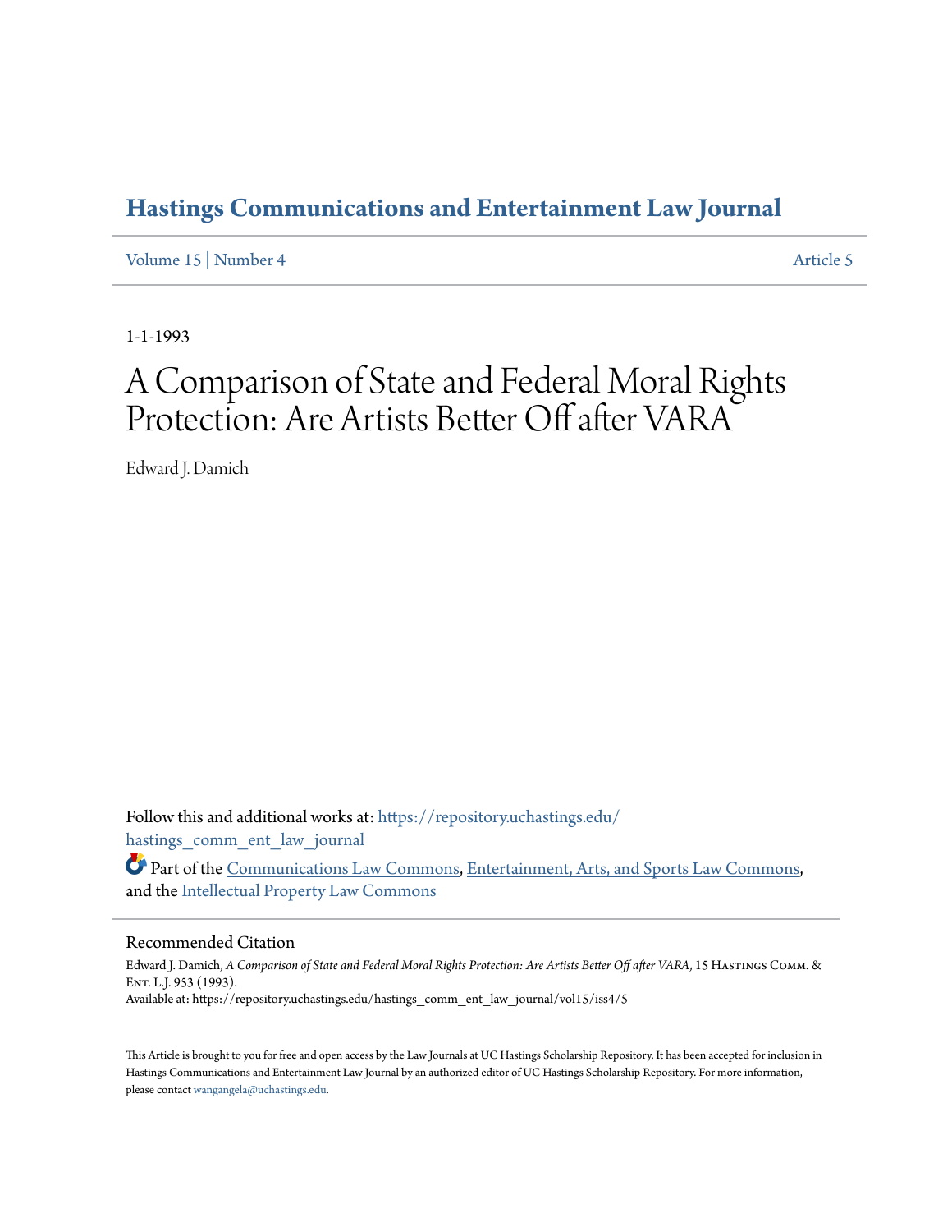# Hastings Communications and Entertainment Law Journal

Volume 15 | Number 4 Article 5

1-1-1993

# A Comparison of State and Federal Moral Rights Protection: Are Artists Better Off after VARA

Edward J. Damich

Follow this and additional works at: https://repository.uchastings.edu/hastings_comm_ent_law_journal

Part of the Communications Law Commons, Entertainment, Arts, and Sports Law Commons, and the Intellectual Property Law Commons

## Recommended Citation

Edward J. Damich, *A Comparison of State and Federal Moral Rights Protection: Are Artists Better Off after VARA*, 15 Hastings Comm. & Ent. L.J. 953 (1993).
Available at: https://repository.uchastings.edu/hastings_comm_ent_law_journal/vol15/iss4/5

This Article is brought to you for free and open access by the Law Journals at UC Hastings Scholarship Repository. It has been accepted for inclusion in Hastings Communications and Entertainment Law Journal by an authorized editor of UC Hastings Scholarship Repository. For more information, please contact wangangela@uchastings.edu.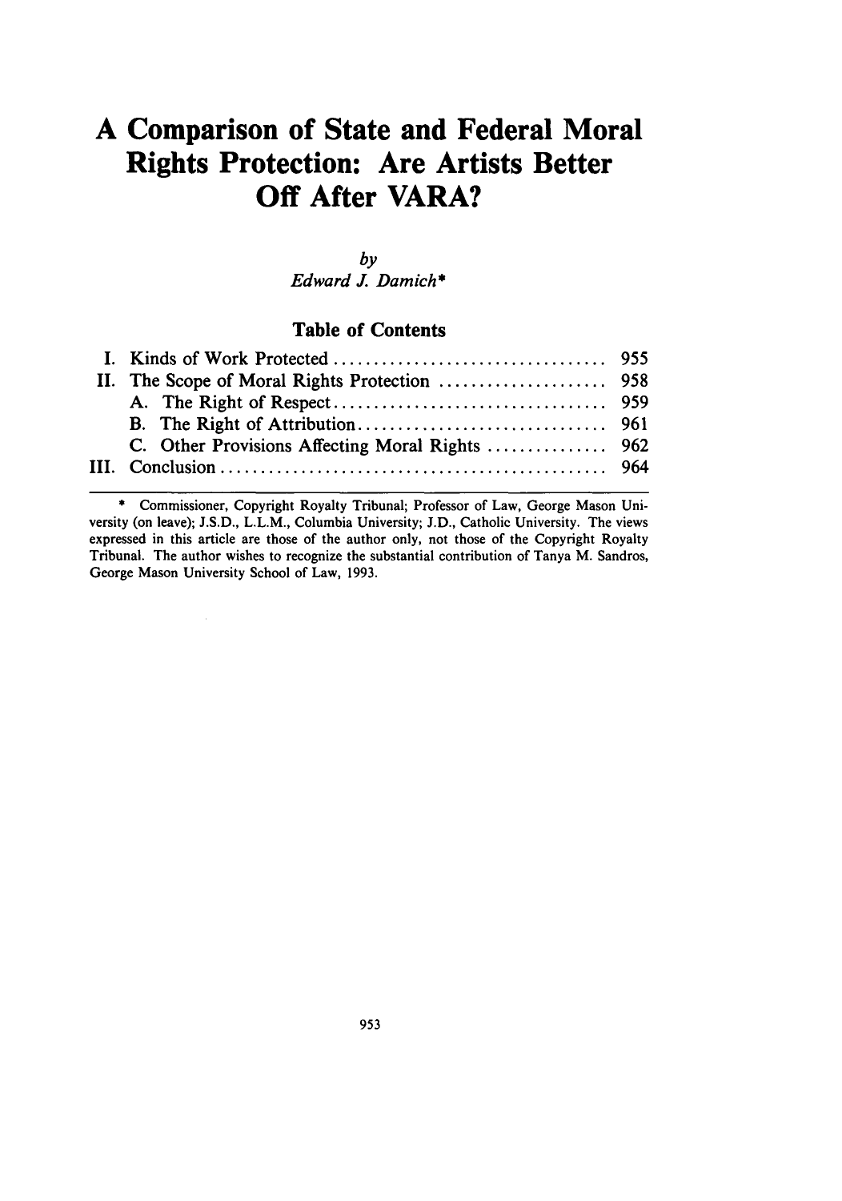# A Comparison of State and Federal Moral Rights Protection: Are Artists Better Off After VARA?

by
*Edward J. Damich\**

## Table of Contents

| | | |
|---|---|---|
| I. | Kinds of Work Protected | 955 |
| II. | The Scope of Moral Rights Protection | 958 |
| | A. The Right of Respect | 959 |
| | B. The Right of Attribution | 961 |
| | C. Other Provisions Affecting Moral Rights | 962 |
| III. | Conclusion | 964 |

\* Commissioner, Copyright Royalty Tribunal; Professor of Law, George Mason University (on leave); J.S.D., L.L.M., Columbia University; J.D., Catholic University. The views expressed in this article are those of the author only, not those of the Copyright Royalty Tribunal. The author wishes to recognize the substantial contribution of Tanya M. Sandros, George Mason University School of Law, 1993.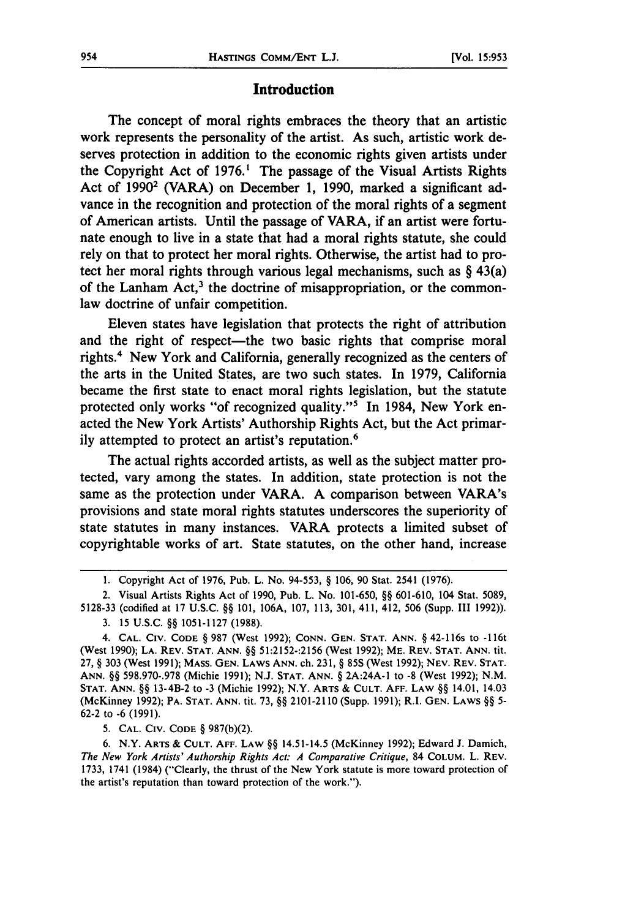## Introduction

The concept of moral rights embraces the theory that an artistic work represents the personality of the artist. As such, artistic work deserves protection in addition to the economic rights given artists under the Copyright Act of 1976.[1] The passage of the Visual Artists Rights Act of 1990[2] (VARA) on December 1, 1990, marked a significant advance in the recognition and protection of the moral rights of a segment of American artists. Until the passage of VARA, if an artist were fortunate enough to live in a state that had a moral rights statute, she could rely on that to protect her moral rights. Otherwise, the artist had to protect her moral rights through various legal mechanisms, such as § 43(a) of the Lanham Act,[3] the doctrine of misappropriation, or the common-law doctrine of unfair competition.

Eleven states have legislation that protects the right of attribution and the right of respect—the two basic rights that comprise moral rights.[4] New York and California, generally recognized as the centers of the arts in the United States, are two such states. In 1979, California became the first state to enact moral rights legislation, but the statute protected only works "of recognized quality."[5] In 1984, New York enacted the New York Artists' Authorship Rights Act, but the Act primarily attempted to protect an artist's reputation.[6]

The actual rights accorded artists, as well as the subject matter protected, vary among the states. In addition, state protection is not the same as the protection under VARA. A comparison between VARA's provisions and state moral rights statutes underscores the superiority of state statutes in many instances. VARA protects a limited subset of copyrightable works of art. State statutes, on the other hand, increase

---

1. Copyright Act of 1976, Pub. L. No. 94-553, § 106, 90 Stat. 2541 (1976).

2. Visual Artists Rights Act of 1990, Pub. L. No. 101-650, §§ 601-610, 104 Stat. 5089, 5128-33 (codified at 17 U.S.C. §§ 101, 106A, 107, 113, 301, 411, 412, 506 (Supp. III 1992)).

3. 15 U.S.C. §§ 1051-1127 (1988).

4. CAL. CIV. CODE § 987 (West 1992); CONN. GEN. STAT. ANN. § 42-116s to -116t (West 1990); LA. REV. STAT. ANN. §§ 51:2152-:2156 (West 1992); ME. REV. STAT. ANN. tit. 27, § 303 (West 1991); MASS. GEN. LAWS ANN. ch. 231, § 85S (West 1992); NEV. REV. STAT. ANN. §§ 598.970-.978 (Michie 1991); N.J. STAT. ANN. § 2A:24A-1 to -8 (West 1992); N.M. STAT. ANN. §§ 13-4B-2 to -3 (Michie 1992); N.Y. ARTS & CULT. AFF. LAW §§ 14.01, 14.03 (McKinney 1992); PA. STAT. ANN. tit. 73, §§ 2101-2110 (Supp. 1991); R.I. GEN. LAWS §§ 5-62-2 to -6 (1991).

5. CAL. CIV. CODE § 987(b)(2).

6. N.Y. ARTS & CULT. AFF. LAW §§ 14.51-14.5 (McKinney 1992); Edward J. Damich, *The New York Artists' Authorship Rights Act: A Comparative Critique*, 84 COLUM. L. REV. 1733, 1741 (1984) ("Clearly, the thrust of the New York statute is more toward protection of the artist's reputation than toward protection of the work.").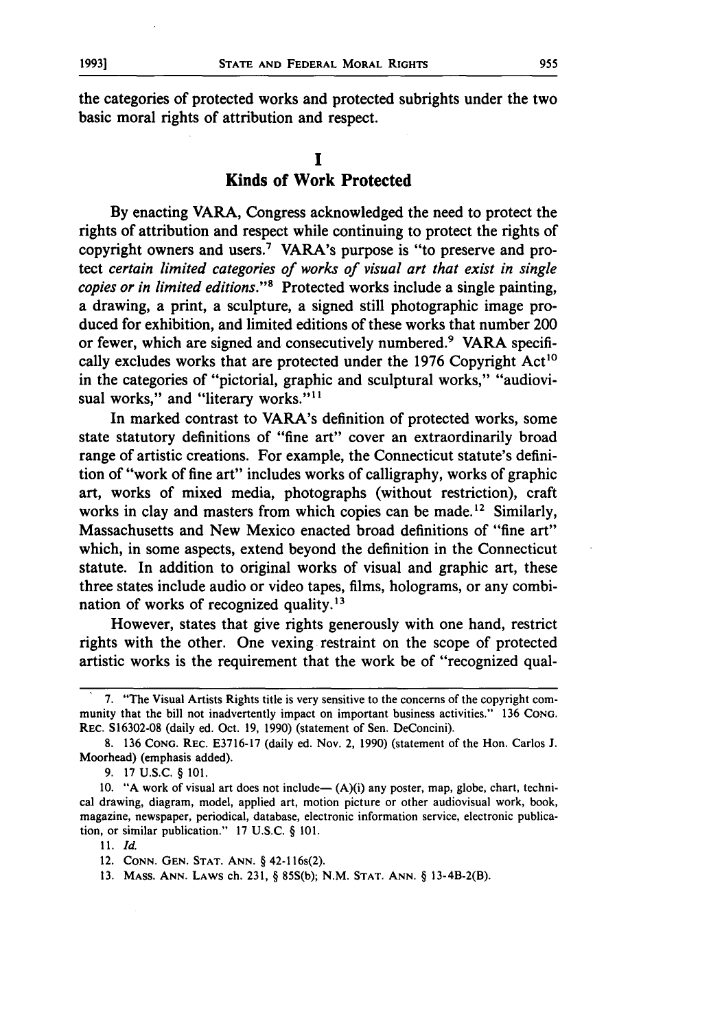the categories of protected works and protected subrights under the two basic moral rights of attribution and respect.

## I
## Kinds of Work Protected

By enacting VARA, Congress acknowledged the need to protect the rights of attribution and respect while continuing to protect the rights of copyright owners and users.[7] VARA's purpose is "to preserve and protect *certain limited categories of works of visual art that exist in single copies or in limited editions*."[8] Protected works include a single painting, a drawing, a print, a sculpture, a signed still photographic image produced for exhibition, and limited editions of these works that number 200 or fewer, which are signed and consecutively numbered.[9] VARA specifically excludes works that are protected under the 1976 Copyright Act[10] in the categories of "pictorial, graphic and sculptural works," "audiovisual works," and "literary works."[11]

In marked contrast to VARA's definition of protected works, some state statutory definitions of "fine art" cover an extraordinarily broad range of artistic creations. For example, the Connecticut statute's definition of "work of fine art" includes works of calligraphy, works of graphic art, works of mixed media, photographs (without restriction), craft works in clay and masters from which copies can be made.[12] Similarly, Massachusetts and New Mexico enacted broad definitions of "fine art" which, in some aspects, extend beyond the definition in the Connecticut statute. In addition to original works of visual and graphic art, these three states include audio or video tapes, films, holograms, or any combination of works of recognized quality.[13]

However, states that give rights generously with one hand, restrict rights with the other. One vexing restraint on the scope of protected artistic works is the requirement that the work be of "recognized qual-

---

7. "The Visual Artists Rights title is very sensitive to the concerns of the copyright community that the bill not inadvertently impact on important business activities." 136 CONG. REC. S16302-08 (daily ed. Oct. 19, 1990) (statement of Sen. DeConcini).

8. 136 CONG. REC. E3716-17 (daily ed. Nov. 2, 1990) (statement of the Hon. Carlos J. Moorhead) (emphasis added).

9. 17 U.S.C. § 101.

10. "A work of visual art does not include— (A)(i) any poster, map, globe, chart, technical drawing, diagram, model, applied art, motion picture or other audiovisual work, book, magazine, newspaper, periodical, database, electronic information service, electronic publication, or similar publication." 17 U.S.C. § 101.

11. *Id.*

12. CONN. GEN. STAT. ANN. § 42-116s(2).

13. MASS. ANN. LAWS ch. 231, § 85S(b); N.M. STAT. ANN. § 13-4B-2(B).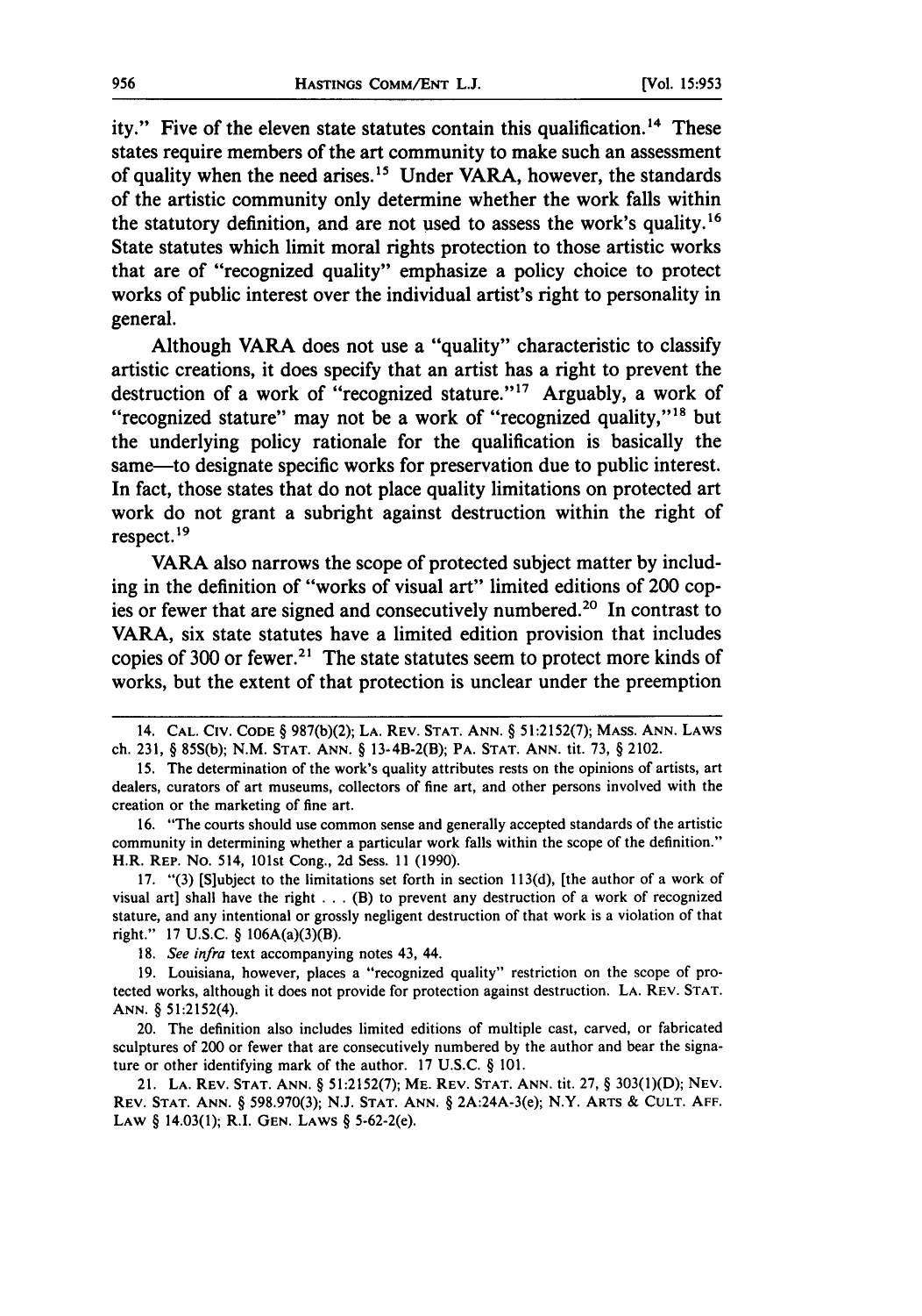ity." Five of the eleven state statutes contain this qualification.[14] These states require members of the art community to make such an assessment of quality when the need arises.[15] Under VARA, however, the standards of the artistic community only determine whether the work falls within the statutory definition, and are not used to assess the work's quality.[16] State statutes which limit moral rights protection to those artistic works that are of "recognized quality" emphasize a policy choice to protect works of public interest over the individual artist's right to personality in general.

Although VARA does not use a "quality" characteristic to classify artistic creations, it does specify that an artist has a right to prevent the destruction of a work of "recognized stature."[17] Arguably, a work of "recognized stature" may not be a work of "recognized quality,"[18] but the underlying policy rationale for the qualification is basically the same—to designate specific works for preservation due to public interest. In fact, those states that do not place quality limitations on protected art work do not grant a subright against destruction within the right of respect.[19]

VARA also narrows the scope of protected subject matter by including in the definition of "works of visual art" limited editions of 200 copies or fewer that are signed and consecutively numbered.[20] In contrast to VARA, six state statutes have a limited edition provision that includes copies of 300 or fewer.[21] The state statutes seem to protect more kinds of works, but the extent of that protection is unclear under the preemption

---

14. CAL. CIV. CODE § 987(b)(2); LA. REV. STAT. ANN. § 51:2152(7); MASS. ANN. LAWS ch. 231, § 85S(b); N.M. STAT. ANN. § 13-4B-2(B); PA. STAT. ANN. tit. 73, § 2102.

15. The determination of the work's quality attributes rests on the opinions of artists, art dealers, curators of art museums, collectors of fine art, and other persons involved with the creation or the marketing of fine art.

16. "The courts should use common sense and generally accepted standards of the artistic community in determining whether a particular work falls within the scope of the definition." H.R. REP. NO. 514, 101st Cong., 2d Sess. 11 (1990).

17. "(3) [S]ubject to the limitations set forth in section 113(d), [the author of a work of visual art] shall have the right . . . (B) to prevent any destruction of a work of recognized stature, and any intentional or grossly negligent destruction of that work is a violation of that right." 17 U.S.C. § 106A(a)(3)(B).

18. *See infra* text accompanying notes 43, 44.

19. Louisiana, however, places a "recognized quality" restriction on the scope of protected works, although it does not provide for protection against destruction. LA. REV. STAT. ANN. § 51:2152(4).

20. The definition also includes limited editions of multiple cast, carved, or fabricated sculptures of 200 or fewer that are consecutively numbered by the author and bear the signature or other identifying mark of the author. 17 U.S.C. § 101.

21. LA. REV. STAT. ANN. § 51:2152(7); ME. REV. STAT. ANN. tit. 27, § 303(1)(D); NEV. REV. STAT. ANN. § 598.970(3); N.J. STAT. ANN. § 2A:24A-3(e); N.Y. ARTS & CULT. AFF. LAW § 14.03(1); R.I. GEN. LAWS § 5-62-2(e).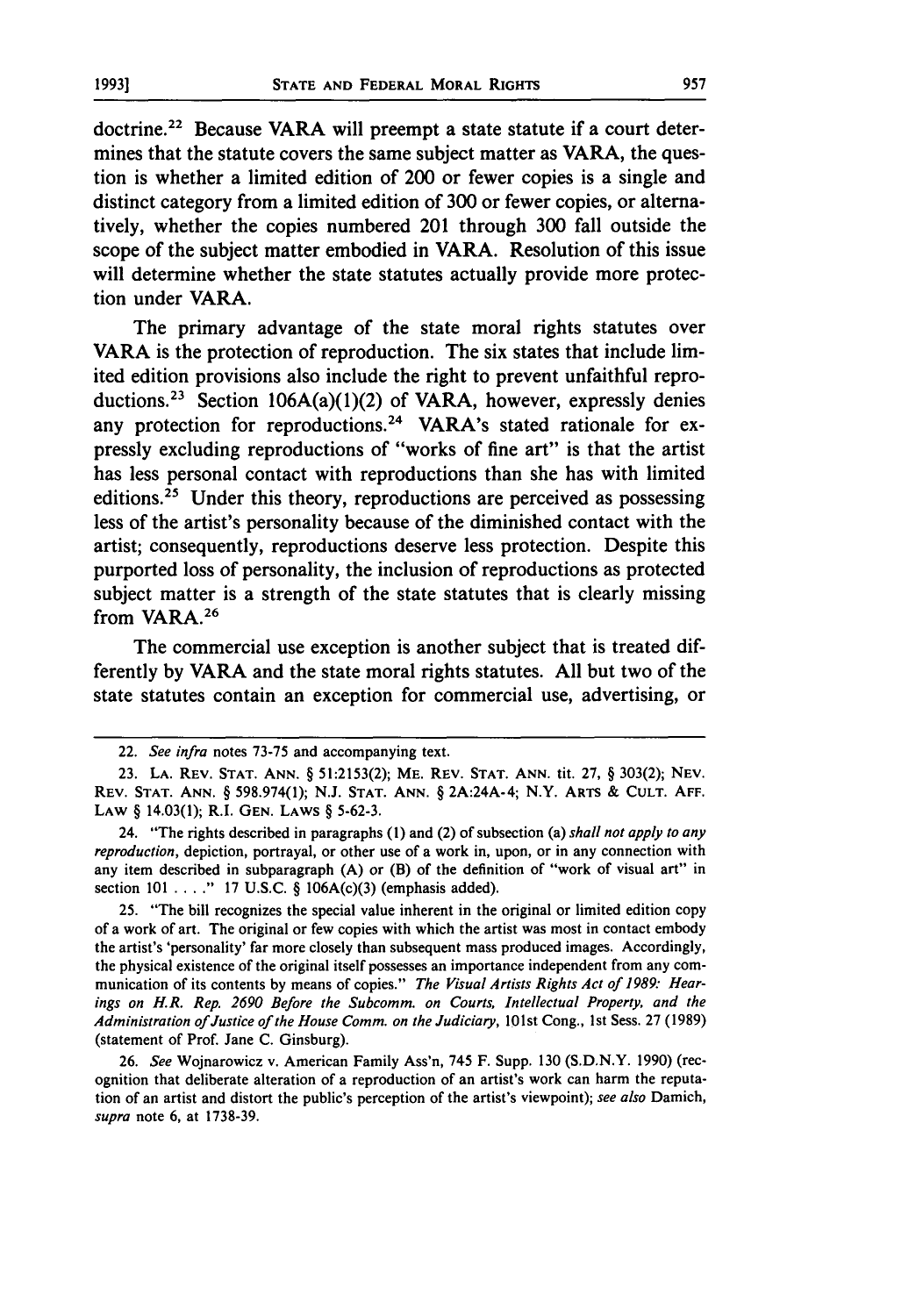doctrine.[22] Because VARA will preempt a state statute if a court determines that the statute covers the same subject matter as VARA, the question is whether a limited edition of 200 or fewer copies is a single and distinct category from a limited edition of 300 or fewer copies, or alternatively, whether the copies numbered 201 through 300 fall outside the scope of the subject matter embodied in VARA. Resolution of this issue will determine whether the state statutes actually provide more protection under VARA.

The primary advantage of the state moral rights statutes over VARA is the protection of reproduction. The six states that include limited edition provisions also include the right to prevent unfaithful reproductions.[23] Section 106A(a)(1)(2) of VARA, however, expressly denies any protection for reproductions.[24] VARA's stated rationale for expressly excluding reproductions of "works of fine art" is that the artist has less personal contact with reproductions than she has with limited editions.[25] Under this theory, reproductions are perceived as possessing less of the artist's personality because of the diminished contact with the artist; consequently, reproductions deserve less protection. Despite this purported loss of personality, the inclusion of reproductions as protected subject matter is a strength of the state statutes that is clearly missing from VARA.[26]

The commercial use exception is another subject that is treated differently by VARA and the state moral rights statutes. All but two of the state statutes contain an exception for commercial use, advertising, or

---

22. *See infra* notes 73-75 and accompanying text.

23. LA. REV. STAT. ANN. § 51:2153(2); ME. REV. STAT. ANN. tit. 27, § 303(2); NEV. REV. STAT. ANN. § 598.974(1); N.J. STAT. ANN. § 2A:24A-4; N.Y. ARTS & CULT. AFF. LAW § 14.03(1); R.I. GEN. LAWS § 5-62-3.

24. "The rights described in paragraphs (1) and (2) of subsection (a) *shall not apply to any reproduction*, depiction, portrayal, or other use of a work in, upon, or in any connection with any item described in subparagraph (A) or (B) of the definition of "work of visual art" in section 101 . . . ." 17 U.S.C. § 106A(c)(3) (emphasis added).

25. "The bill recognizes the special value inherent in the original or limited edition copy of a work of art. The original or few copies with which the artist was most in contact embody the artist's 'personality' far more closely than subsequent mass produced images. Accordingly, the physical existence of the original itself possesses an importance independent from any communication of its contents by means of copies." *The Visual Artists Rights Act of 1989: Hearings on H.R. Rep. 2690 Before the Subcomm. on Courts, Intellectual Property, and the Administration of Justice of the House Comm. on the Judiciary*, 101st Cong., 1st Sess. 27 (1989) (statement of Prof. Jane C. Ginsburg).

26. *See* Wojnarowicz v. American Family Ass'n, 745 F. Supp. 130 (S.D.N.Y. 1990) (recognition that deliberate alteration of a reproduction of an artist's work can harm the reputation of an artist and distort the public's perception of the artist's viewpoint); *see also* Damich, *supra* note 6, at 1738-39.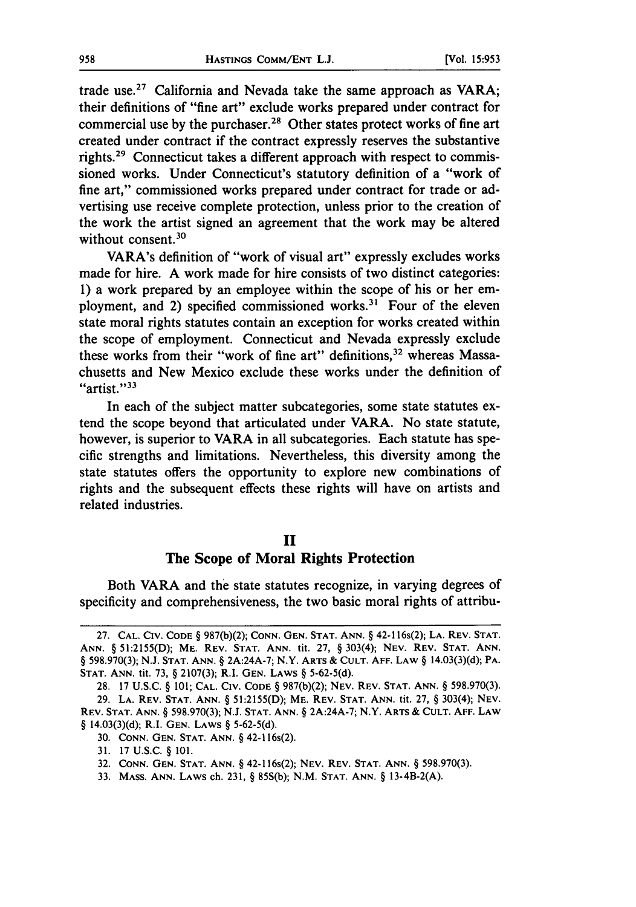trade use.[27] California and Nevada take the same approach as VARA; their definitions of "fine art" exclude works prepared under contract for commercial use by the purchaser.[28] Other states protect works of fine art created under contract if the contract expressly reserves the substantive rights.[29] Connecticut takes a different approach with respect to commissioned works. Under Connecticut's statutory definition of a "work of fine art," commissioned works prepared under contract for trade or advertising use receive complete protection, unless prior to the creation of the work the artist signed an agreement that the work may be altered without consent.[30]

VARA's definition of "work of visual art" expressly excludes works made for hire. A work made for hire consists of two distinct categories: 1) a work prepared by an employee within the scope of his or her employment, and 2) specified commissioned works.[31] Four of the eleven state moral rights statutes contain an exception for works created within the scope of employment. Connecticut and Nevada expressly exclude these works from their "work of fine art" definitions,[32] whereas Massachusetts and New Mexico exclude these works under the definition of "artist."[33]

In each of the subject matter subcategories, some state statutes extend the scope beyond that articulated under VARA. No state statute, however, is superior to VARA in all subcategories. Each statute has specific strengths and limitations. Nevertheless, this diversity among the state statutes offers the opportunity to explore new combinations of rights and the subsequent effects these rights will have on artists and related industries.

## II
## The Scope of Moral Rights Protection

Both VARA and the state statutes recognize, in varying degrees of specificity and comprehensiveness, the two basic moral rights of attribu-

---

27. CAL. CIV. CODE § 987(b)(2); CONN. GEN. STAT. ANN. § 42-116s(2); LA. REV. STAT. ANN. § 51:2155(D); ME. REV. STAT. ANN. tit. 27, § 303(4); NEV. REV. STAT. ANN. § 598.970(3); N.J. STAT. ANN. § 2A:24A-7; N.Y. ARTS & CULT. AFF. LAW § 14.03(3)(d); PA. STAT. ANN. tit. 73, § 2107(3); R.I. GEN. LAWS § 5-62-5(d).

28. 17 U.S.C. § 101; CAL. CIV. CODE § 987(b)(2); NEV. REV. STAT. ANN. § 598.970(3).

29. LA. REV. STAT. ANN. § 51:2155(D); ME. REV. STAT. ANN. tit. 27, § 303(4); NEV. REV. STAT. ANN. § 598.970(3); N.J. STAT. ANN. § 2A:24A-7; N.Y. ARTS & CULT. AFF. LAW § 14.03(3)(d); R.I. GEN. LAWS § 5-62-5(d).

30. CONN. GEN. STAT. ANN. § 42-116s(2).

31. 17 U.S.C. § 101.

32. CONN. GEN. STAT. ANN. § 42-116s(2); NEV. REV. STAT. ANN. § 598.970(3).

33. MASS. ANN. LAWS ch. 231, § 85S(b); N.M. STAT. ANN. § 13-4B-2(A).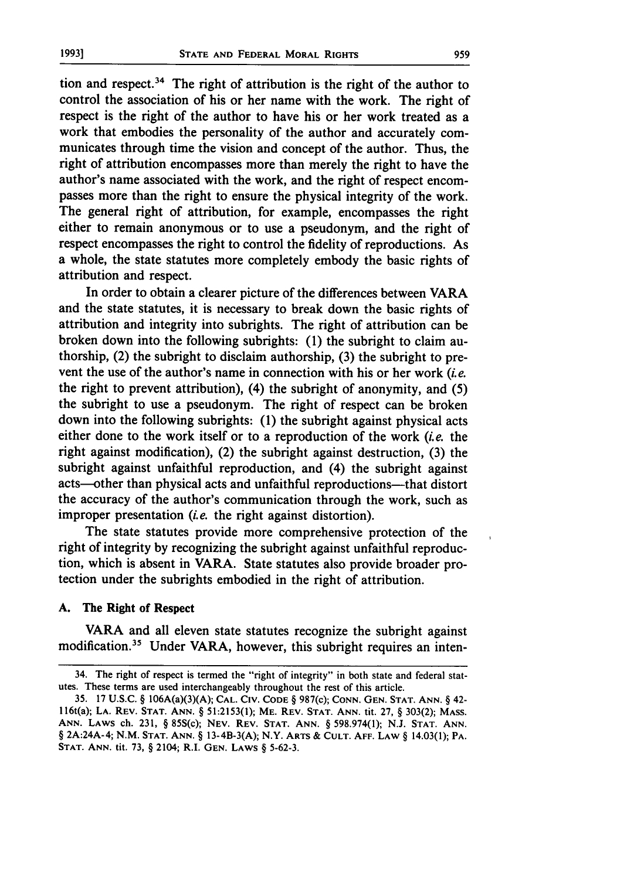tion and respect.[34] The right of attribution is the right of the author to control the association of his or her name with the work. The right of respect is the right of the author to have his or her work treated as a work that embodies the personality of the author and accurately communicates through time the vision and concept of the author. Thus, the right of attribution encompasses more than merely the right to have the author's name associated with the work, and the right of respect encompasses more than the right to ensure the physical integrity of the work. The general right of attribution, for example, encompasses the right either to remain anonymous or to use a pseudonym, and the right of respect encompasses the right to control the fidelity of reproductions. As a whole, the state statutes more completely embody the basic rights of attribution and respect.

In order to obtain a clearer picture of the differences between VARA and the state statutes, it is necessary to break down the basic rights of attribution and integrity into subrights. The right of attribution can be broken down into the following subrights: (1) the subright to claim authorship, (2) the subright to disclaim authorship, (3) the subright to prevent the use of the author's name in connection with his or her work (*i.e.* the right to prevent attribution), (4) the subright of anonymity, and (5) the subright to use a pseudonym. The right of respect can be broken down into the following subrights: (1) the subright against physical acts either done to the work itself or to a reproduction of the work (*i.e.* the right against modification), (2) the subright against destruction, (3) the subright against unfaithful reproduction, and (4) the subright against acts—other than physical acts and unfaithful reproductions—that distort the accuracy of the author's communication through the work, such as improper presentation (*i.e.* the right against distortion).

The state statutes provide more comprehensive protection of the right of integrity by recognizing the subright against unfaithful reproduction, which is absent in VARA. State statutes also provide broader protection under the subrights embodied in the right of attribution.

### A. The Right of Respect

VARA and all eleven state statutes recognize the subright against modification.[35] Under VARA, however, this subright requires an inten-

---

34. The right of respect is termed the "right of integrity" in both state and federal statutes. These terms are used interchangeably throughout the rest of this article.

35. 17 U.S.C. § 106A(a)(3)(A); CAL. CIV. CODE § 987(c); CONN. GEN. STAT. ANN. § 42-116t(a); LA. REV. STAT. ANN. § 51:2153(1); ME. REV. STAT. ANN. tit. 27, § 303(2); MASS. ANN. LAWS ch. 231, § 85S(c); NEV. REV. STAT. ANN. § 598.974(1); N.J. STAT. ANN. § 2A:24A-4; N.M. STAT. ANN. § 13-4B-3(A); N.Y. ARTS & CULT. AFF. LAW § 14.03(1); PA. STAT. ANN. tit. 73, § 2104; R.I. GEN. LAWS § 5-62-3.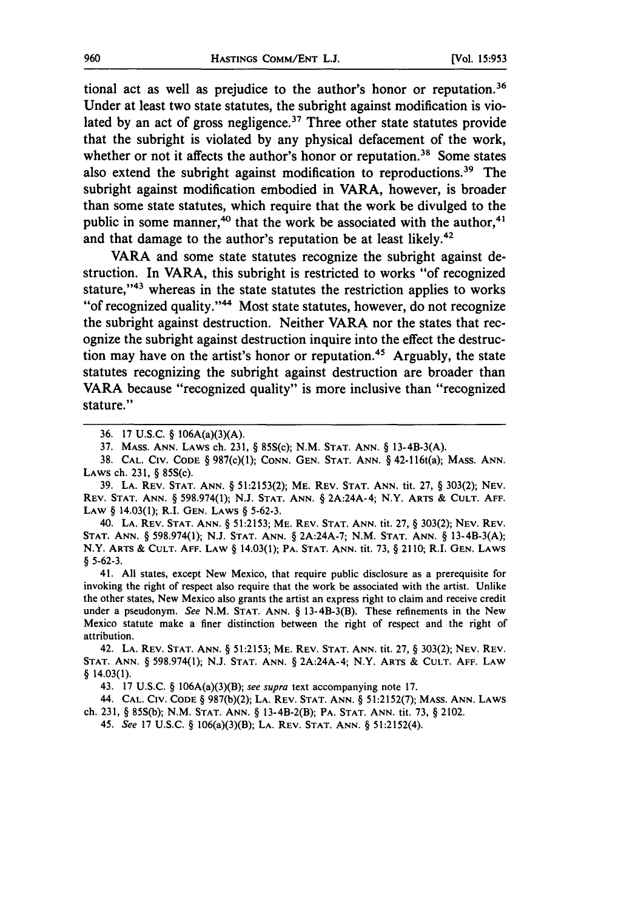tional act as well as prejudice to the author's honor or reputation.[36] Under at least two state statutes, the subright against modification is violated by an act of gross negligence.[37] Three other state statutes provide that the subright is violated by any physical defacement of the work, whether or not it affects the author's honor or reputation.[38] Some states also extend the subright against modification to reproductions.[39] The subright against modification embodied in VARA, however, is broader than some state statutes, which require that the work be divulged to the public in some manner,[40] that the work be associated with the author,[41] and that damage to the author's reputation be at least likely.[42]

VARA and some state statutes recognize the subright against destruction. In VARA, this subright is restricted to works "of recognized stature,"[43] whereas in the state statutes the restriction applies to works "of recognized quality."[44] Most state statutes, however, do not recognize the subright against destruction. Neither VARA nor the states that recognize the subright against destruction inquire into the effect the destruction may have on the artist's honor or reputation.[45] Arguably, the state statutes recognizing the subright against destruction are broader than VARA because "recognized quality" is more inclusive than "recognized stature."

---

36. 17 U.S.C. § 106A(a)(3)(A).

37. MASS. ANN. LAWS ch. 231, § 85S(c); N.M. STAT. ANN. § 13-4B-3(A).

38. CAL. CIV. CODE § 987(c)(1); CONN. GEN. STAT. ANN. § 42-116t(a); MASS. ANN. LAWS ch. 231, § 85S(c).

39. LA. REV. STAT. ANN. § 51:2153(2); ME. REV. STAT. ANN. tit. 27, § 303(2); NEV. REV. STAT. ANN. § 598.974(1); N.J. STAT. ANN. § 2A:24A-4; N.Y. ARTS & CULT. AFF. LAW § 14.03(1); R.I. GEN. LAWS § 5-62-3.

40. LA. REV. STAT. ANN. § 51:2153; ME. REV. STAT. ANN. tit. 27, § 303(2); NEV. REV. STAT. ANN. § 598.974(1); N.J. STAT. ANN. § 2A:24A-7; N.M. STAT. ANN. § 13-4B-3(A); N.Y. ARTS & CULT. AFF. LAW § 14.03(1); PA. STAT. ANN. tit. 73, § 2110; R.I. GEN. LAWS § 5-62-3.

41. All states, except New Mexico, that require public disclosure as a prerequisite for invoking the right of respect also require that the work be associated with the artist. Unlike the other states, New Mexico also grants the artist an express right to claim and receive credit under a pseudonym. *See* N.M. STAT. ANN. § 13-4B-3(B). These refinements in the New Mexico statute make a finer distinction between the right of respect and the right of attribution.

42. LA. REV. STAT. ANN. § 51:2153; ME. REV. STAT. ANN. tit. 27, § 303(2); NEV. REV. STAT. ANN. § 598.974(1); N.J. STAT. ANN. § 2A:24A-4; N.Y. ARTS & CULT. AFF. LAW § 14.03(1).

43. 17 U.S.C. § 106A(a)(3)(B); *see supra* text accompanying note 17.

44. CAL. CIV. CODE § 987(b)(2); LA. REV. STAT. ANN. § 51:2152(7); MASS. ANN. LAWS ch. 231, § 85S(b); N.M. STAT. ANN. § 13-4B-2(B); PA. STAT. ANN. tit. 73, § 2102.

45. *See* 17 U.S.C. § 106(a)(3)(B); LA. REV. STAT. ANN. § 51:2152(4).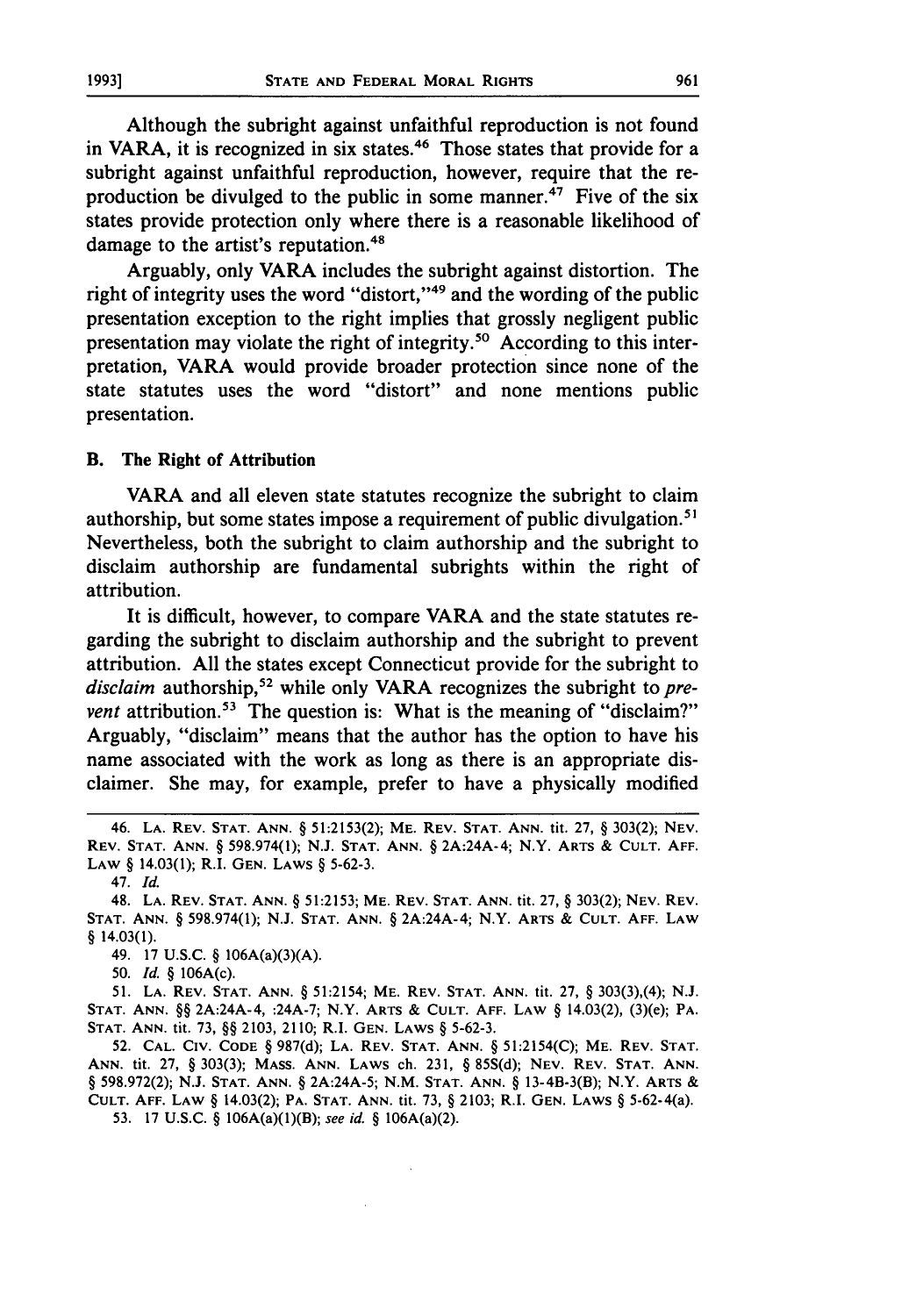Although the subright against unfaithful reproduction is not found in VARA, it is recognized in six states.[46] Those states that provide for a subright against unfaithful reproduction, however, require that the reproduction be divulged to the public in some manner.[47] Five of the six states provide protection only where there is a reasonable likelihood of damage to the artist's reputation.[48]

Arguably, only VARA includes the subright against distortion. The right of integrity uses the word "distort,"[49] and the wording of the public presentation exception to the right implies that grossly negligent public presentation may violate the right of integrity.[50] According to this interpretation, VARA would provide broader protection since none of the state statutes uses the word "distort" and none mentions public presentation.

### B. The Right of Attribution

VARA and all eleven state statutes recognize the subright to claim authorship, but some states impose a requirement of public divulgation.[51] Nevertheless, both the subright to claim authorship and the subright to disclaim authorship are fundamental subrights within the right of attribution.

It is difficult, however, to compare VARA and the state statutes regarding the subright to disclaim authorship and the subright to prevent attribution. All the states except Connecticut provide for the subright to *disclaim* authorship,[52] while only VARA recognizes the subright to *prevent* attribution.[53] The question is: What is the meaning of "disclaim?" Arguably, "disclaim" means that the author has the option to have his name associated with the work as long as there is an appropriate disclaimer. She may, for example, prefer to have a physically modified

---

46. LA. REV. STAT. ANN. § 51:2153(2); ME. REV. STAT. ANN. tit. 27, § 303(2); NEV. REV. STAT. ANN. § 598.974(1); N.J. STAT. ANN. § 2A:24A-4; N.Y. ARTS & CULT. AFF. LAW § 14.03(1); R.I. GEN. LAWS § 5-62-3.

47. *Id.*

48. LA. REV. STAT. ANN. § 51:2153; ME. REV. STAT. ANN. tit. 27, § 303(2); NEV. REV. STAT. ANN. § 598.974(1); N.J. STAT. ANN. § 2A:24A-4; N.Y. ARTS & CULT. AFF. LAW § 14.03(1).

49. 17 U.S.C. § 106A(a)(3)(A).

50. *Id.* § 106A(c).

51. LA. REV. STAT. ANN. § 51:2154; ME. REV. STAT. ANN. tit. 27, § 303(3),(4); N.J. STAT. ANN. §§ 2A:24A-4, :24A-7; N.Y. ARTS & CULT. AFF. LAW § 14.03(2), (3)(e); PA. STAT. ANN. tit. 73, §§ 2103, 2110; R.I. GEN. LAWS § 5-62-3.

52. CAL. CIV. CODE § 987(d); LA. REV. STAT. ANN. § 51:2154(C); ME. REV. STAT. ANN. tit. 27, § 303(3); MASS. ANN. LAWS ch. 231, § 85S(d); NEV. REV. STAT. ANN. § 598.972(2); N.J. STAT. ANN. § 2A:24A-5; N.M. STAT. ANN. § 13-4B-3(B); N.Y. ARTS & CULT. AFF. LAW § 14.03(2); PA. STAT. ANN. tit. 73, § 2103; R.I. GEN. LAWS § 5-62-4(a).

53. 17 U.S.C. § 106A(a)(1)(B); *see id.* § 106A(a)(2).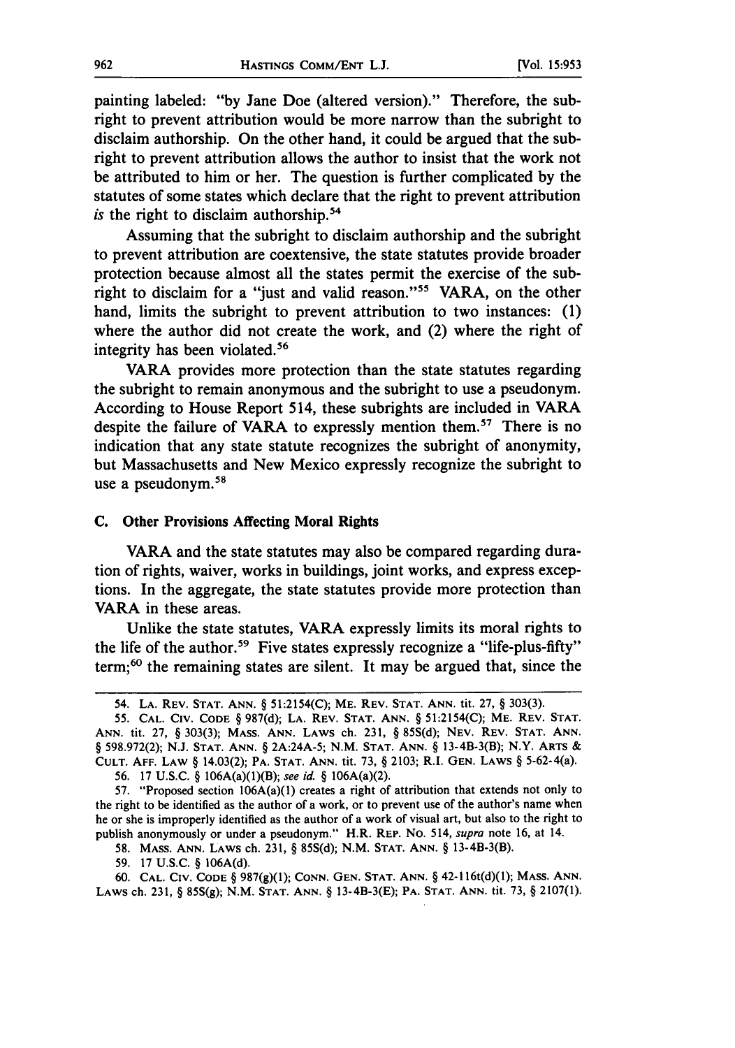painting labeled: "by Jane Doe (altered version)." Therefore, the subright to prevent attribution would be more narrow than the subright to disclaim authorship. On the other hand, it could be argued that the subright to prevent attribution allows the author to insist that the work not be attributed to him or her. The question is further complicated by the statutes of some states which declare that the right to prevent attribution *is* the right to disclaim authorship.[54]

Assuming that the subright to disclaim authorship and the subright to prevent attribution are coextensive, the state statutes provide broader protection because almost all the states permit the exercise of the subright to disclaim for a "just and valid reason."[55] VARA, on the other hand, limits the subright to prevent attribution to two instances: (1) where the author did not create the work, and (2) where the right of integrity has been violated.[56]

VARA provides more protection than the state statutes regarding the subright to remain anonymous and the subright to use a pseudonym. According to House Report 514, these subrights are included in VARA despite the failure of VARA to expressly mention them.[57] There is no indication that any state statute recognizes the subright of anonymity, but Massachusetts and New Mexico expressly recognize the subright to use a pseudonym.[58]

### C. Other Provisions Affecting Moral Rights

VARA and the state statutes may also be compared regarding duration of rights, waiver, works in buildings, joint works, and express exceptions. In the aggregate, the state statutes provide more protection than VARA in these areas.

Unlike the state statutes, VARA expressly limits its moral rights to the life of the author.[59] Five states expressly recognize a "life-plus-fifty" term;[60] the remaining states are silent. It may be argued that, since the

---

54. LA. REV. STAT. ANN. § 51:2154(C); ME. REV. STAT. ANN. tit. 27, § 303(3).

55. CAL. CIV. CODE § 987(d); LA. REV. STAT. ANN. § 51:2154(C); ME. REV. STAT. ANN. tit. 27, § 303(3); MASS. ANN. LAWS ch. 231, § 85S(d); NEV. REV. STAT. ANN. § 598.972(2); N.J. STAT. ANN. § 2A:24A-5; N.M. STAT. ANN. § 13-4B-3(B); N.Y. ARTS & CULT. AFF. LAW § 14.03(2); PA. STAT. ANN. tit. 73, § 2103; R.I. GEN. LAWS § 5-62-4(a).

56. 17 U.S.C. § 106A(a)(1)(B); *see id.* § 106A(a)(2).

57. "Proposed section 106A(a)(1) creates a right of attribution that extends not only to the right to be identified as the author of a work, or to prevent use of the author's name when he or she is improperly identified as the author of a work of visual art, but also to the right to publish anonymously or under a pseudonym." H.R. REP. NO. 514, *supra* note 16, at 14.

58. MASS. ANN. LAWS ch. 231, § 85S(d); N.M. STAT. ANN. § 13-4B-3(B).

59. 17 U.S.C. § 106A(d).

60. CAL. CIV. CODE § 987(g)(1); CONN. GEN. STAT. ANN. § 42-116t(d)(1); MASS. ANN. LAWS ch. 231, § 85S(g); N.M. STAT. ANN. § 13-4B-3(E); PA. STAT. ANN. tit. 73, § 2107(1).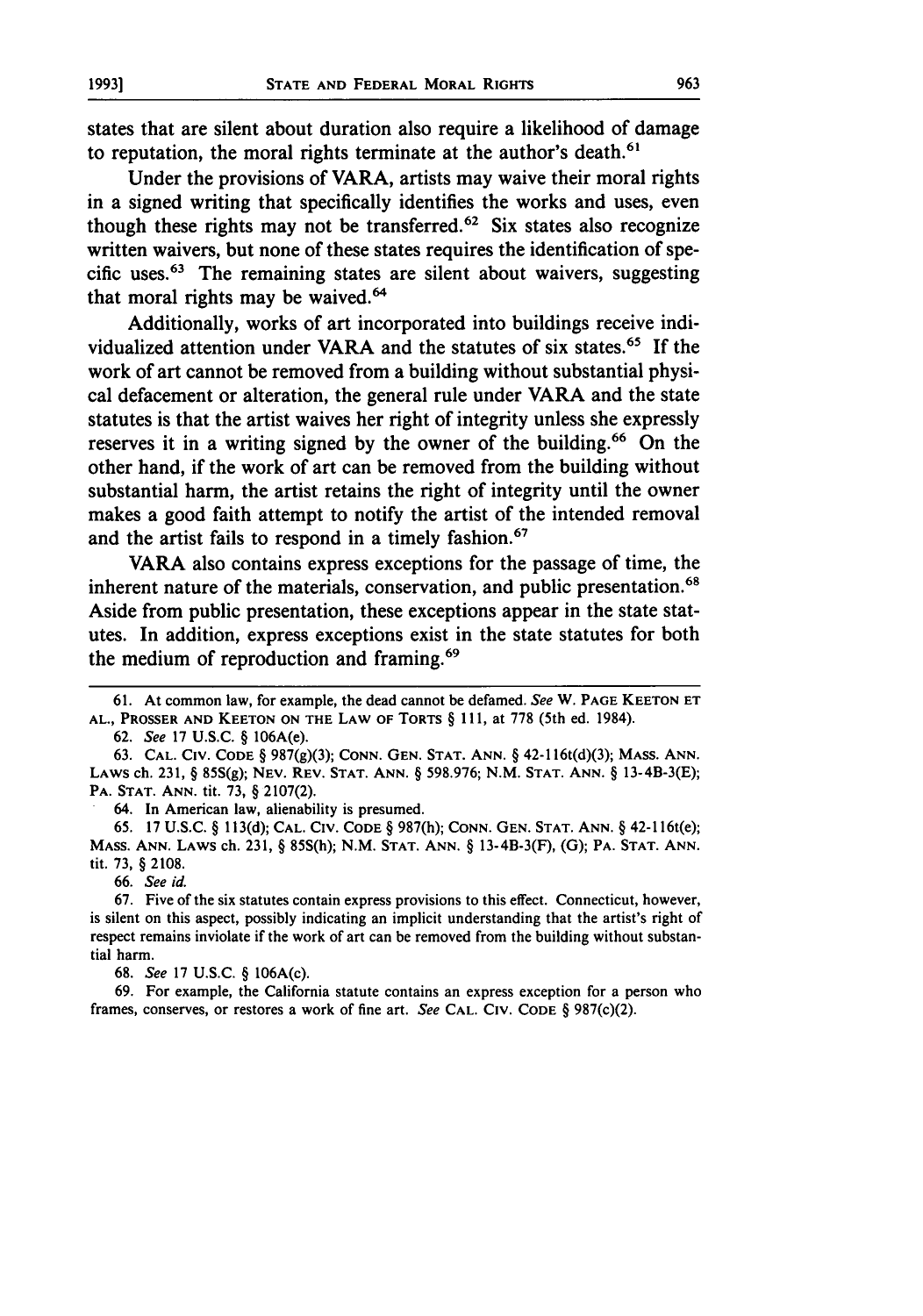states that are silent about duration also require a likelihood of damage to reputation, the moral rights terminate at the author's death.[61]

Under the provisions of VARA, artists may waive their moral rights in a signed writing that specifically identifies the works and uses, even though these rights may not be transferred.[62] Six states also recognize written waivers, but none of these states requires the identification of specific uses.[63] The remaining states are silent about waivers, suggesting that moral rights may be waived.[64]

Additionally, works of art incorporated into buildings receive individualized attention under VARA and the statutes of six states.[65] If the work of art cannot be removed from a building without substantial physical defacement or alteration, the general rule under VARA and the state statutes is that the artist waives her right of integrity unless she expressly reserves it in a writing signed by the owner of the building.[66] On the other hand, if the work of art can be removed from the building without substantial harm, the artist retains the right of integrity until the owner makes a good faith attempt to notify the artist of the intended removal and the artist fails to respond in a timely fashion.[67]

VARA also contains express exceptions for the passage of time, the inherent nature of the materials, conservation, and public presentation.[68] Aside from public presentation, these exceptions appear in the state statutes. In addition, express exceptions exist in the state statutes for both the medium of reproduction and framing.[69]

---

61. At common law, for example, the dead cannot be defamed. *See* W. PAGE KEETON ET AL., PROSSER AND KEETON ON THE LAW OF TORTS § 111, at 778 (5th ed. 1984).

62. *See* 17 U.S.C. § 106A(e).

63. CAL. CIV. CODE § 987(g)(3); CONN. GEN. STAT. ANN. § 42-116t(d)(3); MASS. ANN. LAWS ch. 231, § 85S(g); NEV. REV. STAT. ANN. § 598.976; N.M. STAT. ANN. § 13-4B-3(E); PA. STAT. ANN. tit. 73, § 2107(2).

64. In American law, alienability is presumed.

65. 17 U.S.C. § 113(d); CAL. CIV. CODE § 987(h); CONN. GEN. STAT. ANN. § 42-116t(e); MASS. ANN. LAWS ch. 231, § 85S(h); N.M. STAT. ANN. § 13-4B-3(F), (G); PA. STAT. ANN. tit. 73, § 2108.

66. *See id.*

67. Five of the six statutes contain express provisions to this effect. Connecticut, however, is silent on this aspect, possibly indicating an implicit understanding that the artist's right of respect remains inviolate if the work of art can be removed from the building without substantial harm.

68. *See* 17 U.S.C. § 106A(c).

69. For example, the California statute contains an express exception for a person who frames, conserves, or restores a work of fine art. *See* CAL. CIV. CODE § 987(c)(2).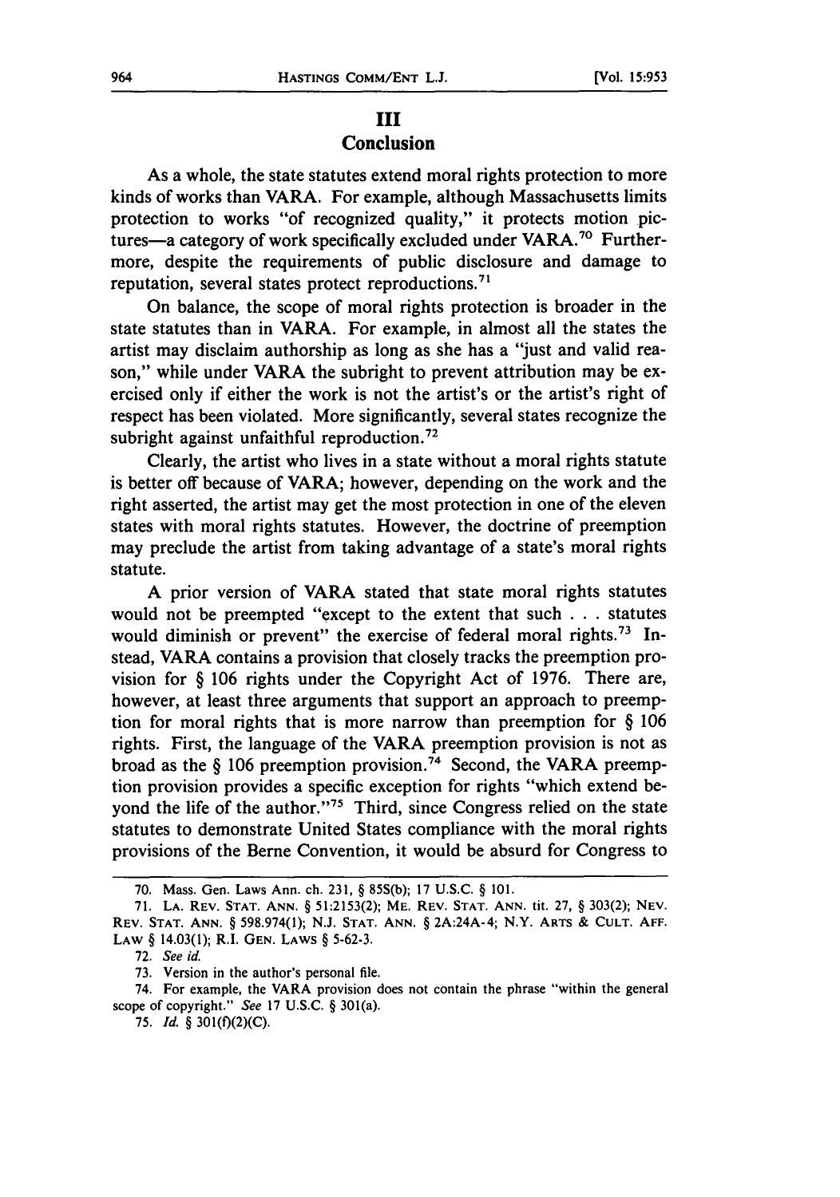## III

## Conclusion

As a whole, the state statutes extend moral rights protection to more kinds of works than VARA. For example, although Massachusetts limits protection to works "of recognized quality," it protects motion pictures—a category of work specifically excluded under VARA.[70] Furthermore, despite the requirements of public disclosure and damage to reputation, several states protect reproductions.[71]

On balance, the scope of moral rights protection is broader in the state statutes than in VARA. For example, in almost all the states the artist may disclaim authorship as long as she has a "just and valid reason," while under VARA the subright to prevent attribution may be exercised only if either the work is not the artist's or the artist's right of respect has been violated. More significantly, several states recognize the subright against unfaithful reproduction.[72]

Clearly, the artist who lives in a state without a moral rights statute is better off because of VARA; however, depending on the work and the right asserted, the artist may get the most protection in one of the eleven states with moral rights statutes. However, the doctrine of preemption may preclude the artist from taking advantage of a state's moral rights statute.

A prior version of VARA stated that state moral rights statutes would not be preempted "except to the extent that such . . . statutes would diminish or prevent" the exercise of federal moral rights.[73] Instead, VARA contains a provision that closely tracks the preemption provision for § 106 rights under the Copyright Act of 1976. There are, however, at least three arguments that support an approach to preemption for moral rights that is more narrow than preemption for § 106 rights. First, the language of the VARA preemption provision is not as broad as the § 106 preemption provision.[74] Second, the VARA preemption provision provides a specific exception for rights "which extend beyond the life of the author."[75] Third, since Congress relied on the state statutes to demonstrate United States compliance with the moral rights provisions of the Berne Convention, it would be absurd for Congress to

---

70. Mass. Gen. Laws Ann. ch. 231, § 85S(b); 17 U.S.C. § 101.

71. LA. REV. STAT. ANN. § 51:2153(2); ME. REV. STAT. ANN. tit. 27, § 303(2); NEV. REV. STAT. ANN. § 598.974(1); N.J. STAT. ANN. § 2A:24A-4; N.Y. ARTS & CULT. AFF. LAW § 14.03(1); R.I. GEN. LAWS § 5-62-3.

72. *See id.*

73. Version in the author's personal file.

74. For example, the VARA provision does not contain the phrase "within the general scope of copyright." *See* 17 U.S.C. § 301(a).

75. *Id.* § 301(f)(2)(C).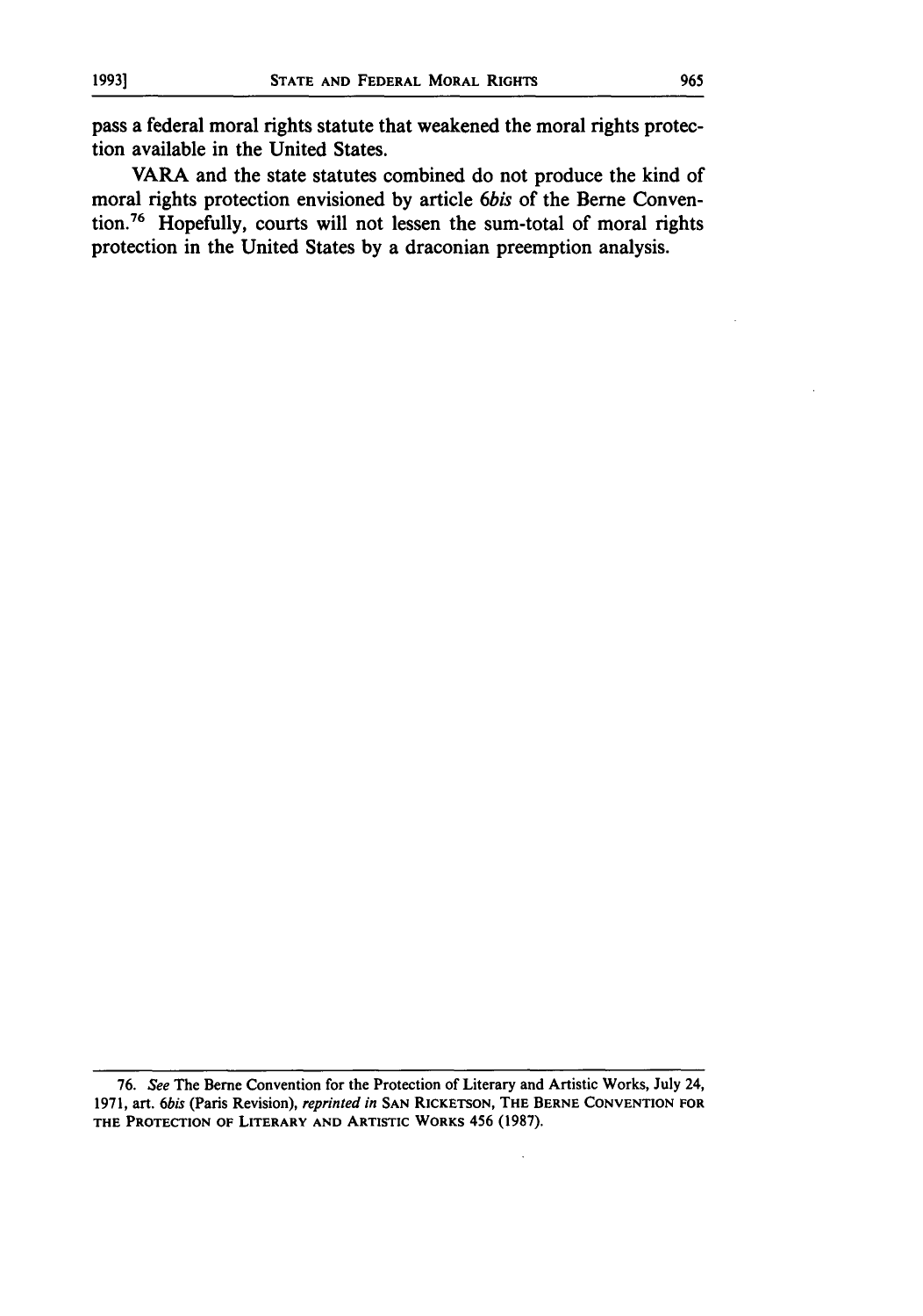pass a federal moral rights statute that weakened the moral rights protection available in the United States.

VARA and the state statutes combined do not produce the kind of moral rights protection envisioned by article *6bis* of the Berne Convention.[76] Hopefully, courts will not lessen the sum-total of moral rights protection in the United States by a draconian preemption analysis.

---

76. *See* The Berne Convention for the Protection of Literary and Artistic Works, July 24, 1971, art. *6bis* (Paris Revision), *reprinted in* SAN RICKETSON, THE BERNE CONVENTION FOR THE PROTECTION OF LITERARY AND ARTISTIC WORKS 456 (1987).